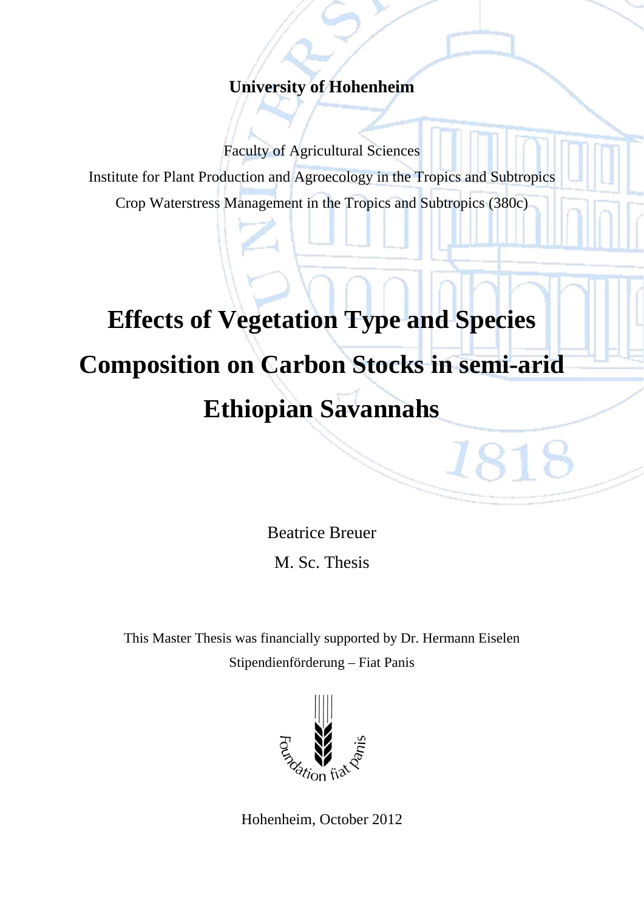**University of Hohenheim**

Faculty of Agricultural Sciences

Institute for Plant Production and Agroecology in the Tropics and Subtropics

Crop Waterstress Management in the Tropics and Subtropics (380c)

# Effects of Vegetation Type and Species Composition on Carbon Stocks in semi-arid Ethiopian Savannahs

Beatrice Breuer

M. Sc. Thesis

This Master Thesis was financially supported by Dr. Hermann Eiselen Stipendienförderung – Fiat Panis

Foundation fiat panis

Hohenheim, October 2012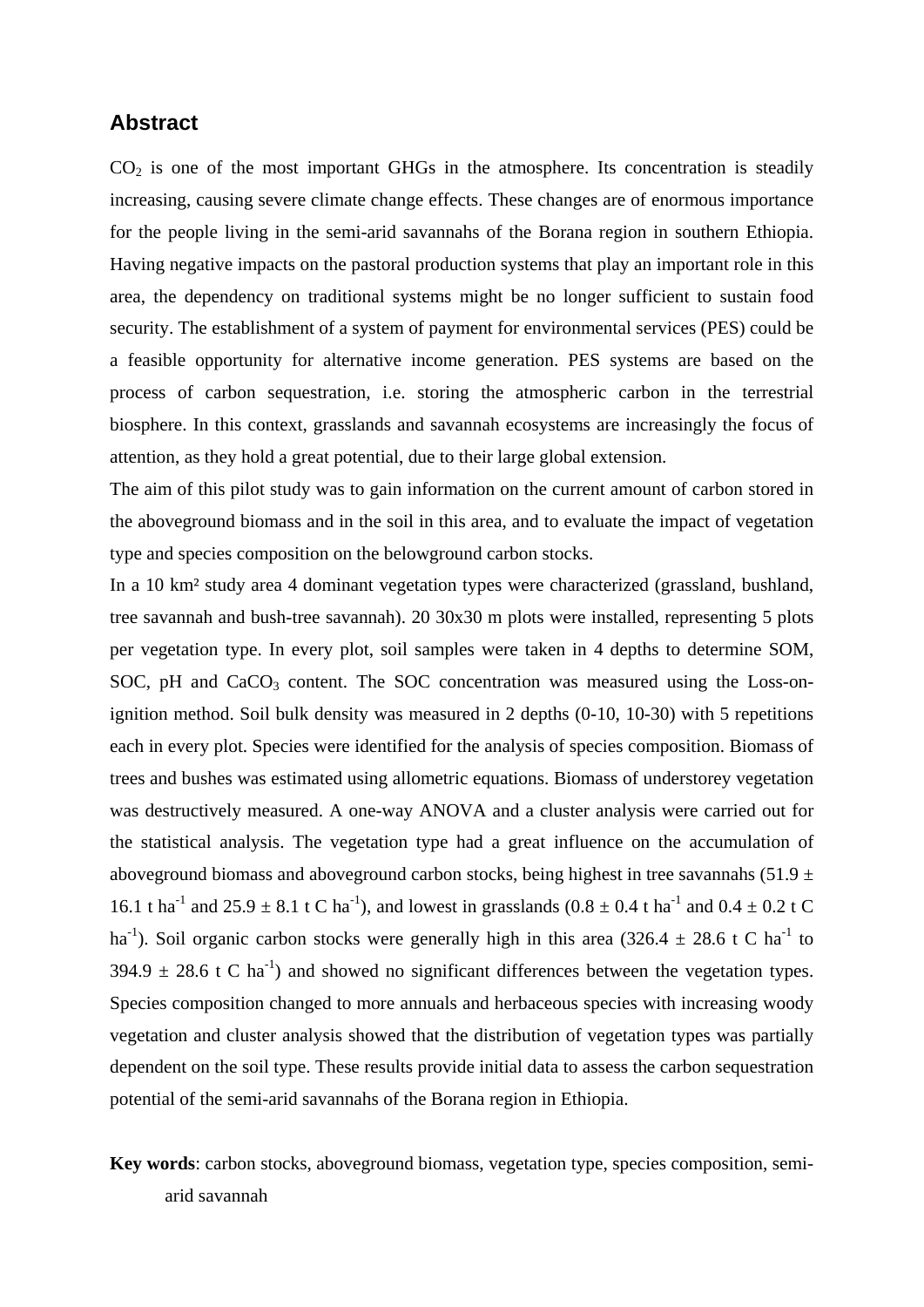## Abstract

$CO_2$ is one of the most important GHGs in the atmosphere. Its concentration is steadily increasing, causing severe climate change effects. These changes are of enormous importance for the people living in the semi-arid savannahs of the Borana region in southern Ethiopia. Having negative impacts on the pastoral production systems that play an important role in this area, the dependency on traditional systems might be no longer sufficient to sustain food security. The establishment of a system of payment for environmental services (PES) could be a feasible opportunity for alternative income generation. PES systems are based on the process of carbon sequestration, i.e. storing the atmospheric carbon in the terrestrial biosphere. In this context, grasslands and savannah ecosystems are increasingly the focus of attention, as they hold a great potential, due to their large global extension.

The aim of this pilot study was to gain information on the current amount of carbon stored in the aboveground biomass and in the soil in this area, and to evaluate the impact of vegetation type and species composition on the belowground carbon stocks.

In a 10 km² study area 4 dominant vegetation types were characterized (grassland, bushland, tree savannah and bush-tree savannah). 20 30x30 m plots were installed, representing 5 plots per vegetation type. In every plot, soil samples were taken in 4 depths to determine SOM, SOC, pH and $CaCO_3$ content. The SOC concentration was measured using the Loss-on-ignition method. Soil bulk density was measured in 2 depths (0-10, 10-30) with 5 repetitions each in every plot. Species were identified for the analysis of species composition. Biomass of trees and bushes was estimated using allometric equations. Biomass of understorey vegetation was destructively measured. A one-way ANOVA and a cluster analysis were carried out for the statistical analysis. The vegetation type had a great influence on the accumulation of aboveground biomass and aboveground carbon stocks, being highest in tree savannahs ($51.9 \pm 16.1$ t $ha^{-1}$ and $25.9 \pm 8.1$ t C $ha^{-1}$), and lowest in grasslands ($0.8 \pm 0.4$ t $ha^{-1}$ and $0.4 \pm 0.2$ t C $ha^{-1}$). Soil organic carbon stocks were generally high in this area ($326.4 \pm 28.6$ t C $ha^{-1}$ to $394.9 \pm 28.6$ t C $ha^{-1}$) and showed no significant differences between the vegetation types. Species composition changed to more annuals and herbaceous species with increasing woody vegetation and cluster analysis showed that the distribution of vegetation types was partially dependent on the soil type. These results provide initial data to assess the carbon sequestration potential of the semi-arid savannahs of the Borana region in Ethiopia.

**Key words**: carbon stocks, aboveground biomass, vegetation type, species composition, semi-arid savannah